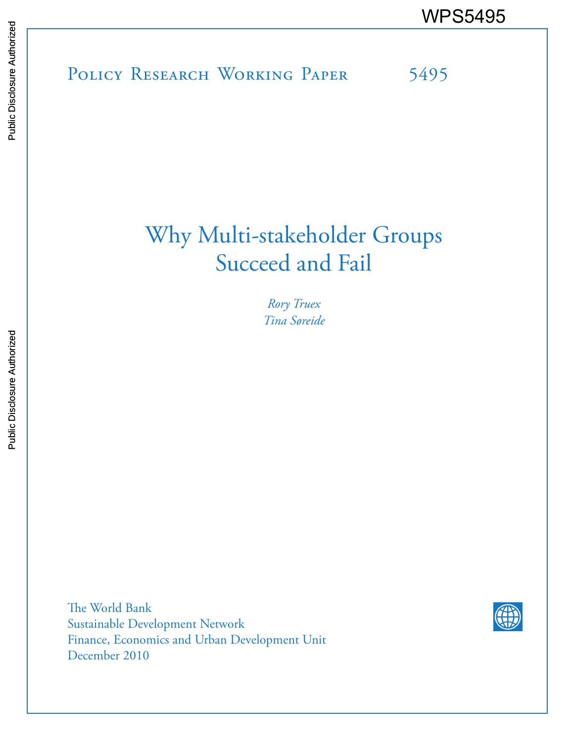WPS5495

Policy Research Working Paper 5495

# Why Multi-stakeholder Groups Succeed and Fail

*Rory Truex*
*Tina Søreide*

The World Bank
Sustainable Development Network
Finance, Economics and Urban Development Unit
December 2010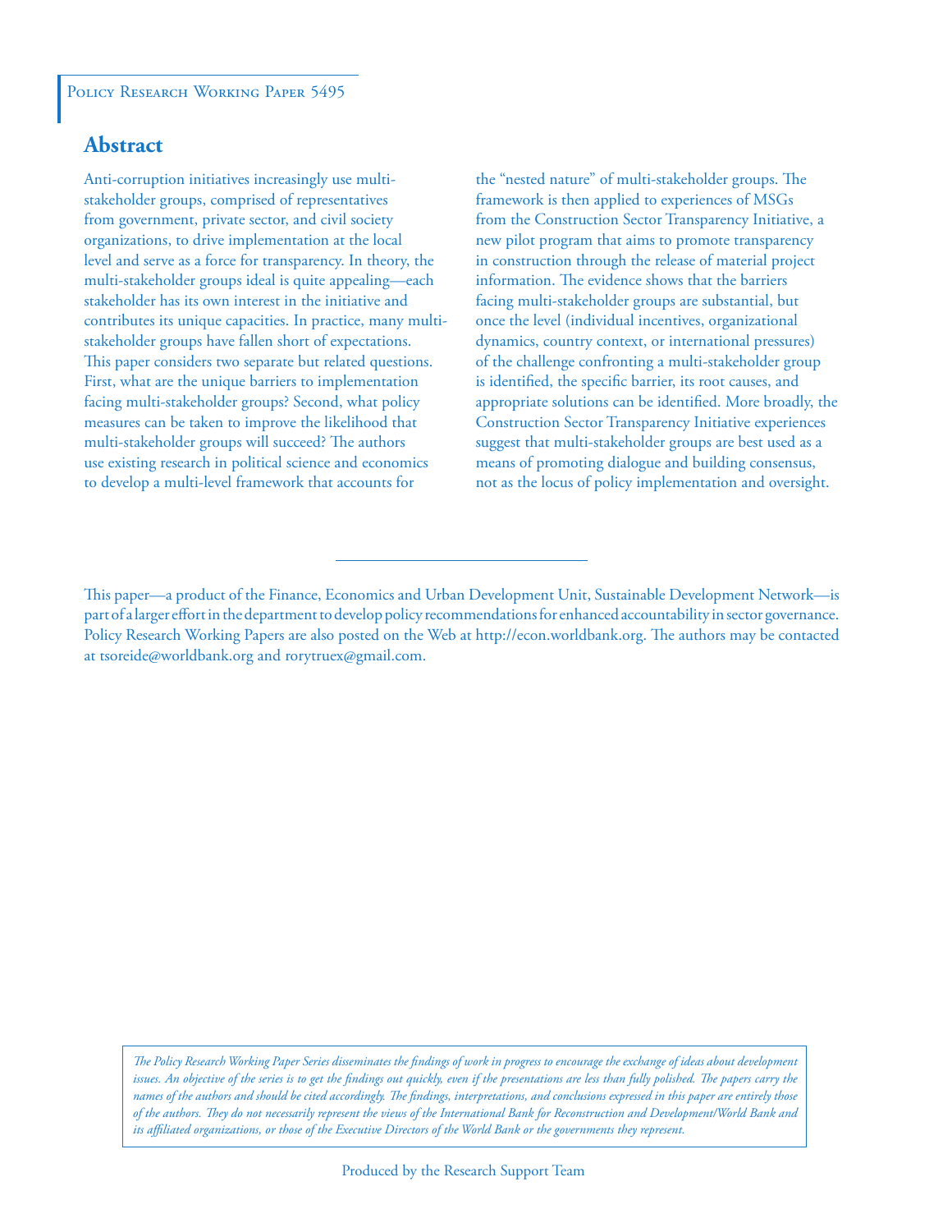Policy Research Working Paper 5495

## Abstract

Anti-corruption initiatives increasingly use multi-stakeholder groups, comprised of representatives from government, private sector, and civil society organizations, to drive implementation at the local level and serve as a force for transparency. In theory, the multi-stakeholder groups ideal is quite appealing—each stakeholder has its own interest in the initiative and contributes its unique capacities. In practice, many multi-stakeholder groups have fallen short of expectations. This paper considers two separate but related questions. First, what are the unique barriers to implementation facing multi-stakeholder groups? Second, what policy measures can be taken to improve the likelihood that multi-stakeholder groups will succeed? The authors use existing research in political science and economics to develop a multi-level framework that accounts for the "nested nature" of multi-stakeholder groups. The framework is then applied to experiences of MSGs from the Construction Sector Transparency Initiative, a new pilot program that aims to promote transparency in construction through the release of material project information. The evidence shows that the barriers facing multi-stakeholder groups are substantial, but once the level (individual incentives, organizational dynamics, country context, or international pressures) of the challenge confronting a multi-stakeholder group is identified, the specific barrier, its root causes, and appropriate solutions can be identified. More broadly, the Construction Sector Transparency Initiative experiences suggest that multi-stakeholder groups are best used as a means of promoting dialogue and building consensus, not as the locus of policy implementation and oversight.

This paper—a product of the Finance, Economics and Urban Development Unit, Sustainable Development Network—is part of a larger effort in the department to develop policy recommendations for enhanced accountability in sector governance. Policy Research Working Papers are also posted on the Web at http://econ.worldbank.org. The authors may be contacted at tsoreide@worldbank.org and rorytruex@gmail.com.

*The Policy Research Working Paper Series disseminates the findings of work in progress to encourage the exchange of ideas about development issues. An objective of the series is to get the findings out quickly, even if the presentations are less than fully polished. The papers carry the names of the authors and should be cited accordingly. The findings, interpretations, and conclusions expressed in this paper are entirely those of the authors. They do not necessarily represent the views of the International Bank for Reconstruction and Development/World Bank and its affiliated organizations, or those of the Executive Directors of the World Bank or the governments they represent.*

Produced by the Research Support Team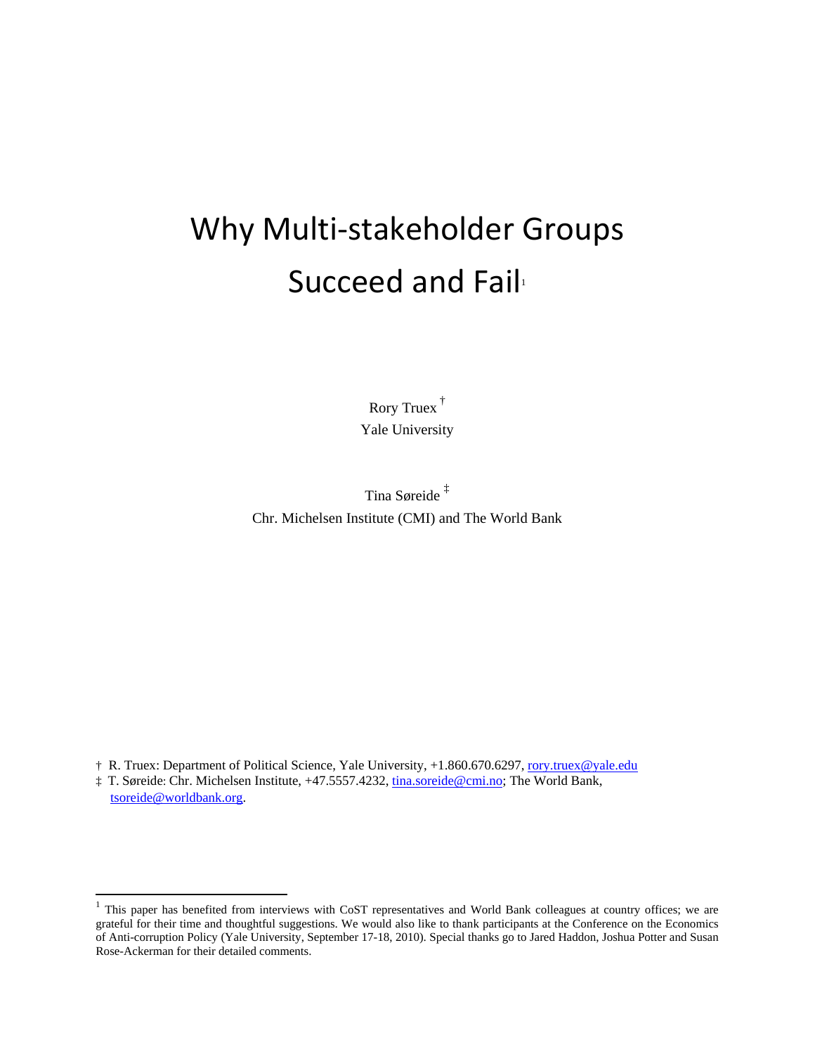# Why Multi-stakeholder Groups Succeed and Fail[1]

Rory Truex [†]
Yale University

Tina Søreide [‡]
Chr. Michelsen Institute (CMI) and The World Bank

† R. Truex: Department of Political Science, Yale University, +1.860.670.6297, rory.truex@yale.edu

‡ T. Søreide: Chr. Michelsen Institute, +47.5557.4232, tina.soreide@cmi.no; The World Bank, tsoreide@worldbank.org.

[1] This paper has benefited from interviews with CoST representatives and World Bank colleagues at country offices; we are grateful for their time and thoughtful suggestions. We would also like to thank participants at the Conference on the Economics of Anti-corruption Policy (Yale University, September 17-18, 2010). Special thanks go to Jared Haddon, Joshua Potter and Susan Rose-Ackerman for their detailed comments.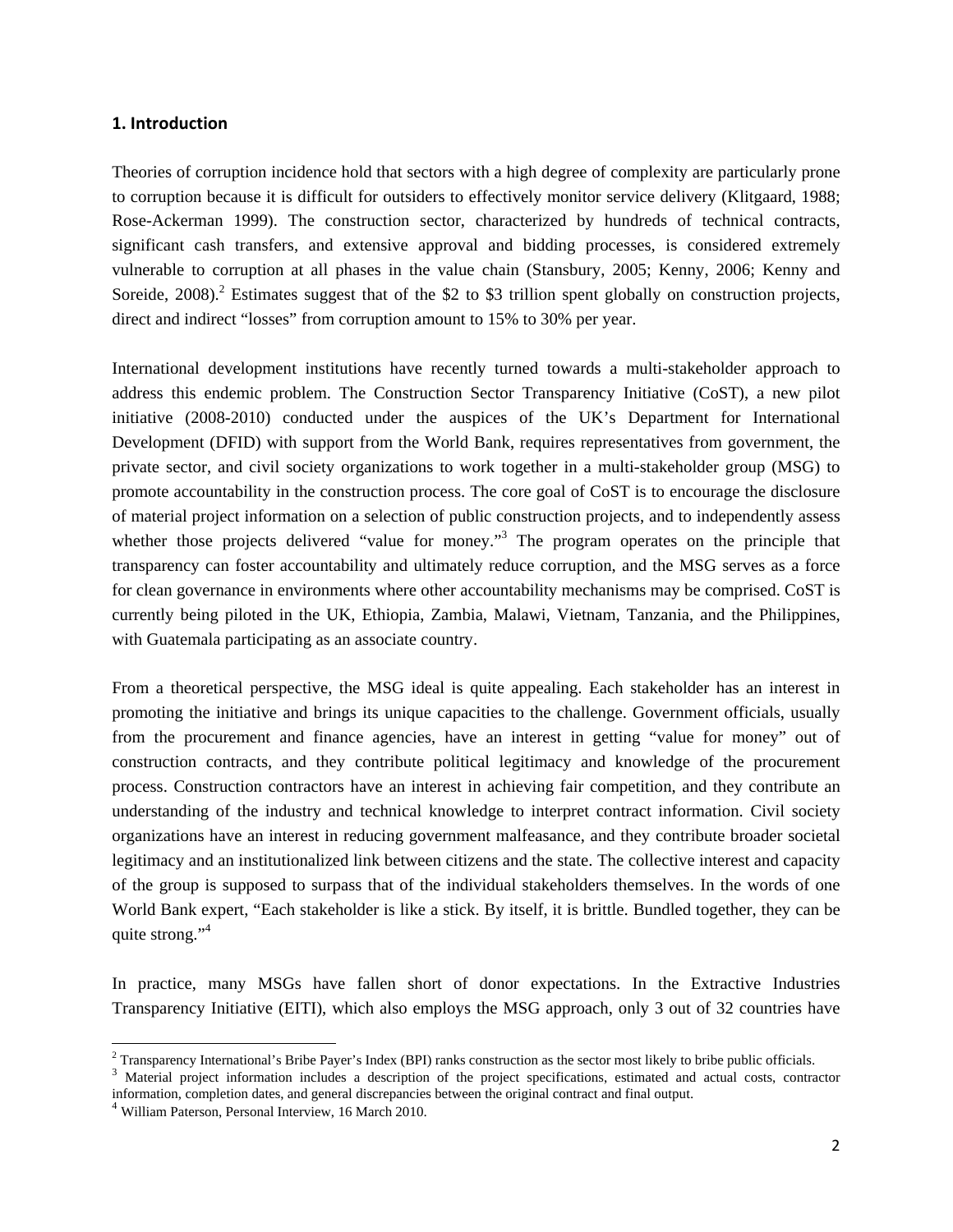## 1. Introduction

Theories of corruption incidence hold that sectors with a high degree of complexity are particularly prone to corruption because it is difficult for outsiders to effectively monitor service delivery (Klitgaard, 1988; Rose-Ackerman 1999). The construction sector, characterized by hundreds of technical contracts, significant cash transfers, and extensive approval and bidding processes, is considered extremely vulnerable to corruption at all phases in the value chain (Stansbury, 2005; Kenny, 2006; Kenny and Soreide, 2008).[2] Estimates suggest that of the $2 to $3 trillion spent globally on construction projects, direct and indirect "losses" from corruption amount to 15% to 30% per year.

International development institutions have recently turned towards a multi-stakeholder approach to address this endemic problem. The Construction Sector Transparency Initiative (CoST), a new pilot initiative (2008-2010) conducted under the auspices of the UK's Department for International Development (DFID) with support from the World Bank, requires representatives from government, the private sector, and civil society organizations to work together in a multi-stakeholder group (MSG) to promote accountability in the construction process. The core goal of CoST is to encourage the disclosure of material project information on a selection of public construction projects, and to independently assess whether those projects delivered "value for money."[3] The program operates on the principle that transparency can foster accountability and ultimately reduce corruption, and the MSG serves as a force for clean governance in environments where other accountability mechanisms may be comprised. CoST is currently being piloted in the UK, Ethiopia, Zambia, Malawi, Vietnam, Tanzania, and the Philippines, with Guatemala participating as an associate country.

From a theoretical perspective, the MSG ideal is quite appealing. Each stakeholder has an interest in promoting the initiative and brings its unique capacities to the challenge. Government officials, usually from the procurement and finance agencies, have an interest in getting "value for money" out of construction contracts, and they contribute political legitimacy and knowledge of the procurement process. Construction contractors have an interest in achieving fair competition, and they contribute an understanding of the industry and technical knowledge to interpret contract information. Civil society organizations have an interest in reducing government malfeasance, and they contribute broader societal legitimacy and an institutionalized link between citizens and the state. The collective interest and capacity of the group is supposed to surpass that of the individual stakeholders themselves. In the words of one World Bank expert, "Each stakeholder is like a stick. By itself, it is brittle. Bundled together, they can be quite strong."[4]

In practice, many MSGs have fallen short of donor expectations. In the Extractive Industries Transparency Initiative (EITI), which also employs the MSG approach, only 3 out of 32 countries have

---

[2] Transparency International's Bribe Payer's Index (BPI) ranks construction as the sector most likely to bribe public officials.

[3] Material project information includes a description of the project specifications, estimated and actual costs, contractor information, completion dates, and general discrepancies between the original contract and final output.

[4] William Paterson, Personal Interview, 16 March 2010.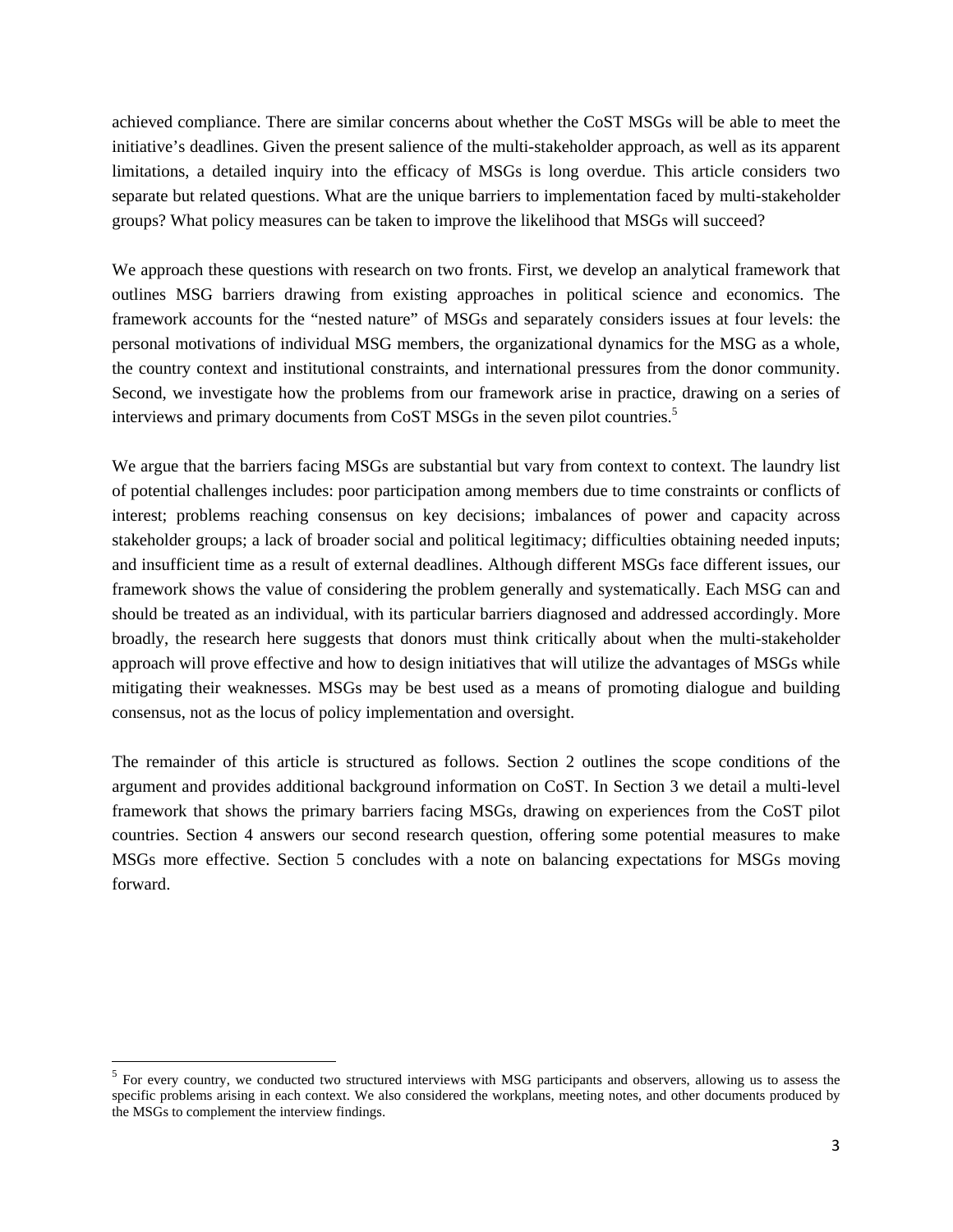achieved compliance. There are similar concerns about whether the CoST MSGs will be able to meet the initiative's deadlines. Given the present salience of the multi-stakeholder approach, as well as its apparent limitations, a detailed inquiry into the efficacy of MSGs is long overdue. This article considers two separate but related questions. What are the unique barriers to implementation faced by multi-stakeholder groups? What policy measures can be taken to improve the likelihood that MSGs will succeed?

We approach these questions with research on two fronts. First, we develop an analytical framework that outlines MSG barriers drawing from existing approaches in political science and economics. The framework accounts for the "nested nature" of MSGs and separately considers issues at four levels: the personal motivations of individual MSG members, the organizational dynamics for the MSG as a whole, the country context and institutional constraints, and international pressures from the donor community. Second, we investigate how the problems from our framework arise in practice, drawing on a series of interviews and primary documents from CoST MSGs in the seven pilot countries.[5]

We argue that the barriers facing MSGs are substantial but vary from context to context. The laundry list of potential challenges includes: poor participation among members due to time constraints or conflicts of interest; problems reaching consensus on key decisions; imbalances of power and capacity across stakeholder groups; a lack of broader social and political legitimacy; difficulties obtaining needed inputs; and insufficient time as a result of external deadlines. Although different MSGs face different issues, our framework shows the value of considering the problem generally and systematically. Each MSG can and should be treated as an individual, with its particular barriers diagnosed and addressed accordingly. More broadly, the research here suggests that donors must think critically about when the multi-stakeholder approach will prove effective and how to design initiatives that will utilize the advantages of MSGs while mitigating their weaknesses. MSGs may be best used as a means of promoting dialogue and building consensus, not as the locus of policy implementation and oversight.

The remainder of this article is structured as follows. Section 2 outlines the scope conditions of the argument and provides additional background information on CoST. In Section 3 we detail a multi-level framework that shows the primary barriers facing MSGs, drawing on experiences from the CoST pilot countries. Section 4 answers our second research question, offering some potential measures to make MSGs more effective. Section 5 concludes with a note on balancing expectations for MSGs moving forward.

[5] For every country, we conducted two structured interviews with MSG participants and observers, allowing us to assess the specific problems arising in each context. We also considered the workplans, meeting notes, and other documents produced by the MSGs to complement the interview findings.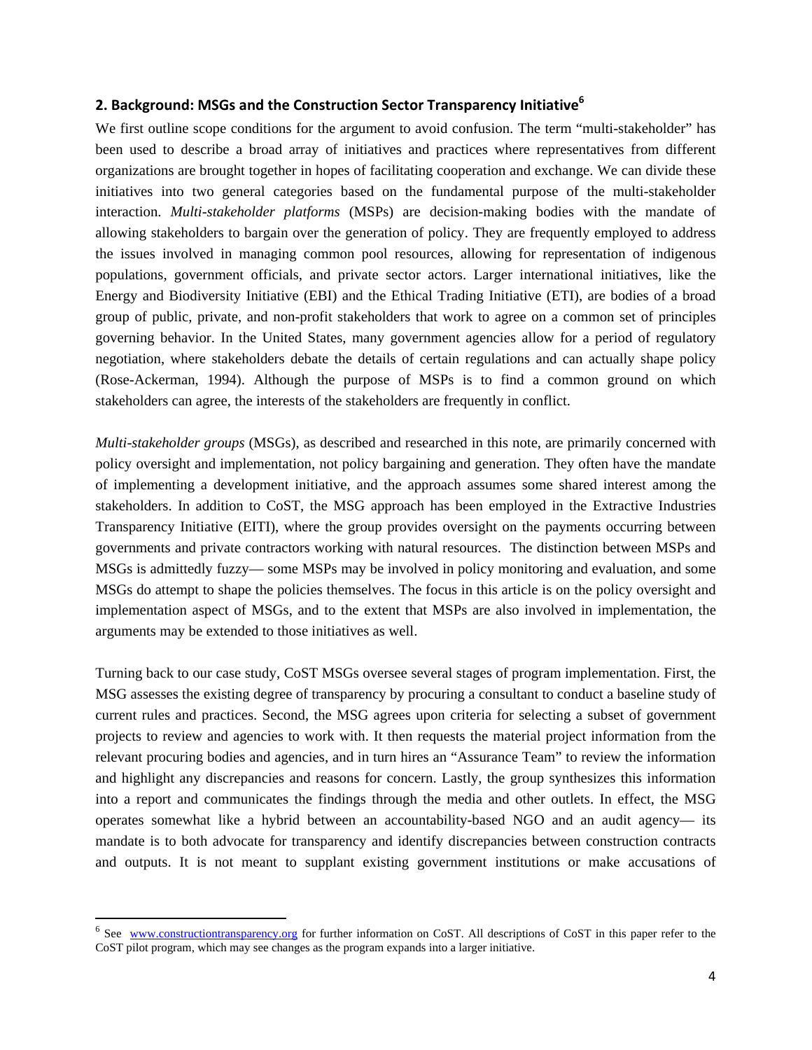## 2. Background: MSGs and the Construction Sector Transparency Initiative[6]

We first outline scope conditions for the argument to avoid confusion. The term "multi-stakeholder" has been used to describe a broad array of initiatives and practices where representatives from different organizations are brought together in hopes of facilitating cooperation and exchange. We can divide these initiatives into two general categories based on the fundamental purpose of the multi-stakeholder interaction. *Multi-stakeholder platforms* (MSPs) are decision-making bodies with the mandate of allowing stakeholders to bargain over the generation of policy. They are frequently employed to address the issues involved in managing common pool resources, allowing for representation of indigenous populations, government officials, and private sector actors. Larger international initiatives, like the Energy and Biodiversity Initiative (EBI) and the Ethical Trading Initiative (ETI), are bodies of a broad group of public, private, and non-profit stakeholders that work to agree on a common set of principles governing behavior. In the United States, many government agencies allow for a period of regulatory negotiation, where stakeholders debate the details of certain regulations and can actually shape policy (Rose-Ackerman, 1994). Although the purpose of MSPs is to find a common ground on which stakeholders can agree, the interests of the stakeholders are frequently in conflict.

*Multi-stakeholder groups* (MSGs), as described and researched in this note, are primarily concerned with policy oversight and implementation, not policy bargaining and generation. They often have the mandate of implementing a development initiative, and the approach assumes some shared interest among the stakeholders. In addition to CoST, the MSG approach has been employed in the Extractive Industries Transparency Initiative (EITI), where the group provides oversight on the payments occurring between governments and private contractors working with natural resources. The distinction between MSPs and MSGs is admittedly fuzzy— some MSPs may be involved in policy monitoring and evaluation, and some MSGs do attempt to shape the policies themselves. The focus in this article is on the policy oversight and implementation aspect of MSGs, and to the extent that MSPs are also involved in implementation, the arguments may be extended to those initiatives as well.

Turning back to our case study, CoST MSGs oversee several stages of program implementation. First, the MSG assesses the existing degree of transparency by procuring a consultant to conduct a baseline study of current rules and practices. Second, the MSG agrees upon criteria for selecting a subset of government projects to review and agencies to work with. It then requests the material project information from the relevant procuring bodies and agencies, and in turn hires an "Assurance Team" to review the information and highlight any discrepancies and reasons for concern. Lastly, the group synthesizes this information into a report and communicates the findings through the media and other outlets. In effect, the MSG operates somewhat like a hybrid between an accountability-based NGO and an audit agency— its mandate is to both advocate for transparency and identify discrepancies between construction contracts and outputs. It is not meant to supplant existing government institutions or make accusations of

---

[6] See www.constructiontransparency.org for further information on CoST. All descriptions of CoST in this paper refer to the CoST pilot program, which may see changes as the program expands into a larger initiative.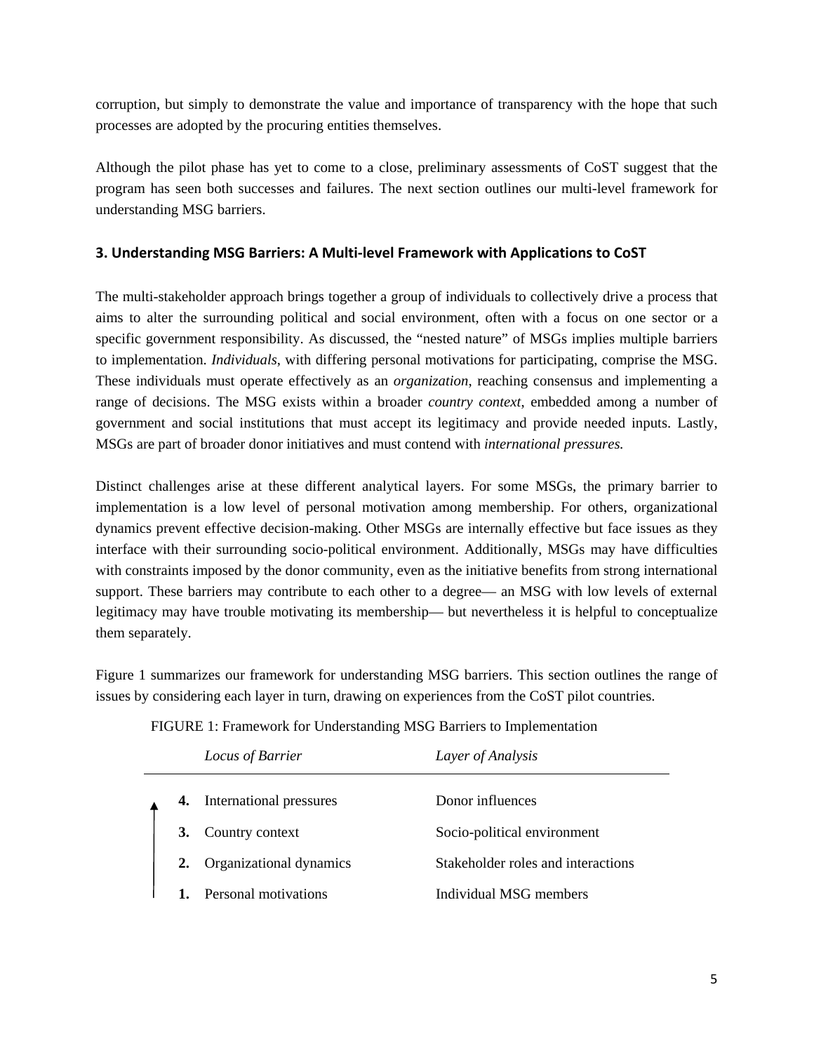corruption, but simply to demonstrate the value and importance of transparency with the hope that such processes are adopted by the procuring entities themselves.

Although the pilot phase has yet to come to a close, preliminary assessments of CoST suggest that the program has seen both successes and failures. The next section outlines our multi-level framework for understanding MSG barriers.

### 3. Understanding MSG Barriers: A Multi-level Framework with Applications to CoST

The multi-stakeholder approach brings together a group of individuals to collectively drive a process that aims to alter the surrounding political and social environment, often with a focus on one sector or a specific government responsibility. As discussed, the "nested nature" of MSGs implies multiple barriers to implementation. *Individuals*, with differing personal motivations for participating, comprise the MSG. These individuals must operate effectively as an *organization*, reaching consensus and implementing a range of decisions. The MSG exists within a broader *country context*, embedded among a number of government and social institutions that must accept its legitimacy and provide needed inputs. Lastly, MSGs are part of broader donor initiatives and must contend with *international pressures.*

Distinct challenges arise at these different analytical layers. For some MSGs, the primary barrier to implementation is a low level of personal motivation among membership. For others, organizational dynamics prevent effective decision-making. Other MSGs are internally effective but face issues as they interface with their surrounding socio-political environment. Additionally, MSGs may have difficulties with constraints imposed by the donor community, even as the initiative benefits from strong international support. These barriers may contribute to each other to a degree— an MSG with low levels of external legitimacy may have trouble motivating its membership— but nevertheless it is helpful to conceptualize them separately.

Figure 1 summarizes our framework for understanding MSG barriers. This section outlines the range of issues by considering each layer in turn, drawing on experiences from the CoST pilot countries.

FIGURE 1: Framework for Understanding MSG Barriers to Implementation

| | *Locus of Barrier* | *Layer of Analysis* |
|---|---|---|
| **4.** | International pressures | Donor influences |
| **3.** | Country context | Socio-political environment |
| **2.** | Organizational dynamics | Stakeholder roles and interactions |
| **1.** | Personal motivations | Individual MSG members |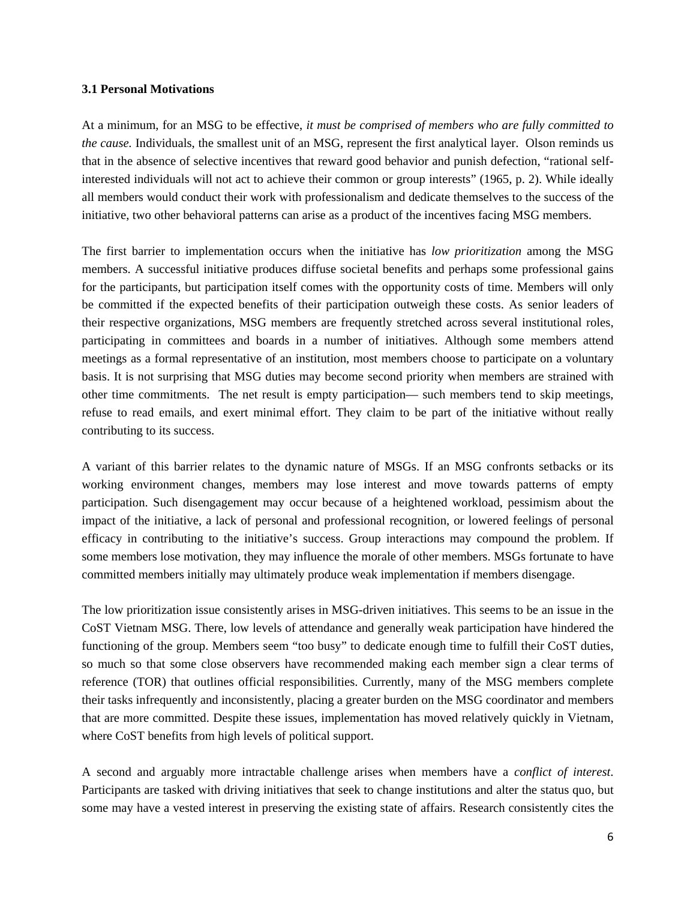### 3.1 Personal Motivations

At a minimum, for an MSG to be effective, *it must be comprised of members who are fully committed to the cause.* Individuals, the smallest unit of an MSG, represent the first analytical layer. Olson reminds us that in the absence of selective incentives that reward good behavior and punish defection, "rational self-interested individuals will not act to achieve their common or group interests" (1965, p. 2). While ideally all members would conduct their work with professionalism and dedicate themselves to the success of the initiative, two other behavioral patterns can arise as a product of the incentives facing MSG members.

The first barrier to implementation occurs when the initiative has *low prioritization* among the MSG members. A successful initiative produces diffuse societal benefits and perhaps some professional gains for the participants, but participation itself comes with the opportunity costs of time. Members will only be committed if the expected benefits of their participation outweigh these costs. As senior leaders of their respective organizations, MSG members are frequently stretched across several institutional roles, participating in committees and boards in a number of initiatives. Although some members attend meetings as a formal representative of an institution, most members choose to participate on a voluntary basis. It is not surprising that MSG duties may become second priority when members are strained with other time commitments. The net result is empty participation— such members tend to skip meetings, refuse to read emails, and exert minimal effort. They claim to be part of the initiative without really contributing to its success.

A variant of this barrier relates to the dynamic nature of MSGs. If an MSG confronts setbacks or its working environment changes, members may lose interest and move towards patterns of empty participation. Such disengagement may occur because of a heightened workload, pessimism about the impact of the initiative, a lack of personal and professional recognition, or lowered feelings of personal efficacy in contributing to the initiative's success. Group interactions may compound the problem. If some members lose motivation, they may influence the morale of other members. MSGs fortunate to have committed members initially may ultimately produce weak implementation if members disengage.

The low prioritization issue consistently arises in MSG-driven initiatives. This seems to be an issue in the CoST Vietnam MSG. There, low levels of attendance and generally weak participation have hindered the functioning of the group. Members seem "too busy" to dedicate enough time to fulfill their CoST duties, so much so that some close observers have recommended making each member sign a clear terms of reference (TOR) that outlines official responsibilities. Currently, many of the MSG members complete their tasks infrequently and inconsistently, placing a greater burden on the MSG coordinator and members that are more committed. Despite these issues, implementation has moved relatively quickly in Vietnam, where CoST benefits from high levels of political support.

A second and arguably more intractable challenge arises when members have a *conflict of interest*. Participants are tasked with driving initiatives that seek to change institutions and alter the status quo, but some may have a vested interest in preserving the existing state of affairs. Research consistently cites the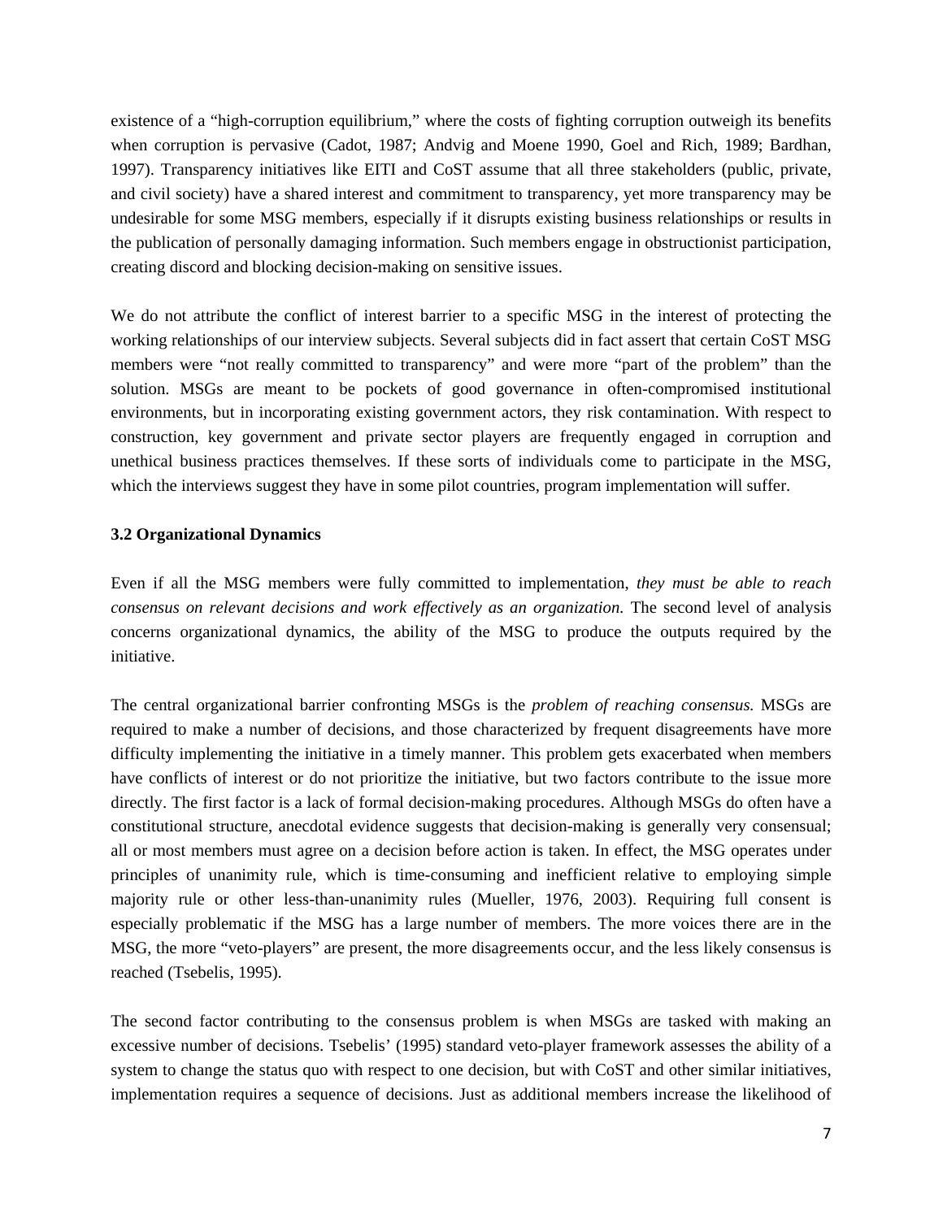existence of a "high-corruption equilibrium," where the costs of fighting corruption outweigh its benefits when corruption is pervasive (Cadot, 1987; Andvig and Moene 1990, Goel and Rich, 1989; Bardhan, 1997). Transparency initiatives like EITI and CoST assume that all three stakeholders (public, private, and civil society) have a shared interest and commitment to transparency, yet more transparency may be undesirable for some MSG members, especially if it disrupts existing business relationships or results in the publication of personally damaging information. Such members engage in obstructionist participation, creating discord and blocking decision-making on sensitive issues.

We do not attribute the conflict of interest barrier to a specific MSG in the interest of protecting the working relationships of our interview subjects. Several subjects did in fact assert that certain CoST MSG members were "not really committed to transparency" and were more "part of the problem" than the solution. MSGs are meant to be pockets of good governance in often-compromised institutional environments, but in incorporating existing government actors, they risk contamination. With respect to construction, key government and private sector players are frequently engaged in corruption and unethical business practices themselves. If these sorts of individuals come to participate in the MSG, which the interviews suggest they have in some pilot countries, program implementation will suffer.

### 3.2 Organizational Dynamics

Even if all the MSG members were fully committed to implementation, *they must be able to reach consensus on relevant decisions and work effectively as an organization.* The second level of analysis concerns organizational dynamics, the ability of the MSG to produce the outputs required by the initiative.

The central organizational barrier confronting MSGs is the *problem of reaching consensus.* MSGs are required to make a number of decisions, and those characterized by frequent disagreements have more difficulty implementing the initiative in a timely manner. This problem gets exacerbated when members have conflicts of interest or do not prioritize the initiative, but two factors contribute to the issue more directly. The first factor is a lack of formal decision-making procedures. Although MSGs do often have a constitutional structure, anecdotal evidence suggests that decision-making is generally very consensual; all or most members must agree on a decision before action is taken. In effect, the MSG operates under principles of unanimity rule, which is time-consuming and inefficient relative to employing simple majority rule or other less-than-unanimity rules (Mueller, 1976, 2003). Requiring full consent is especially problematic if the MSG has a large number of members. The more voices there are in the MSG, the more "veto-players" are present, the more disagreements occur, and the less likely consensus is reached (Tsebelis, 1995).

The second factor contributing to the consensus problem is when MSGs are tasked with making an excessive number of decisions. Tsebelis' (1995) standard veto-player framework assesses the ability of a system to change the status quo with respect to one decision, but with CoST and other similar initiatives, implementation requires a sequence of decisions. Just as additional members increase the likelihood of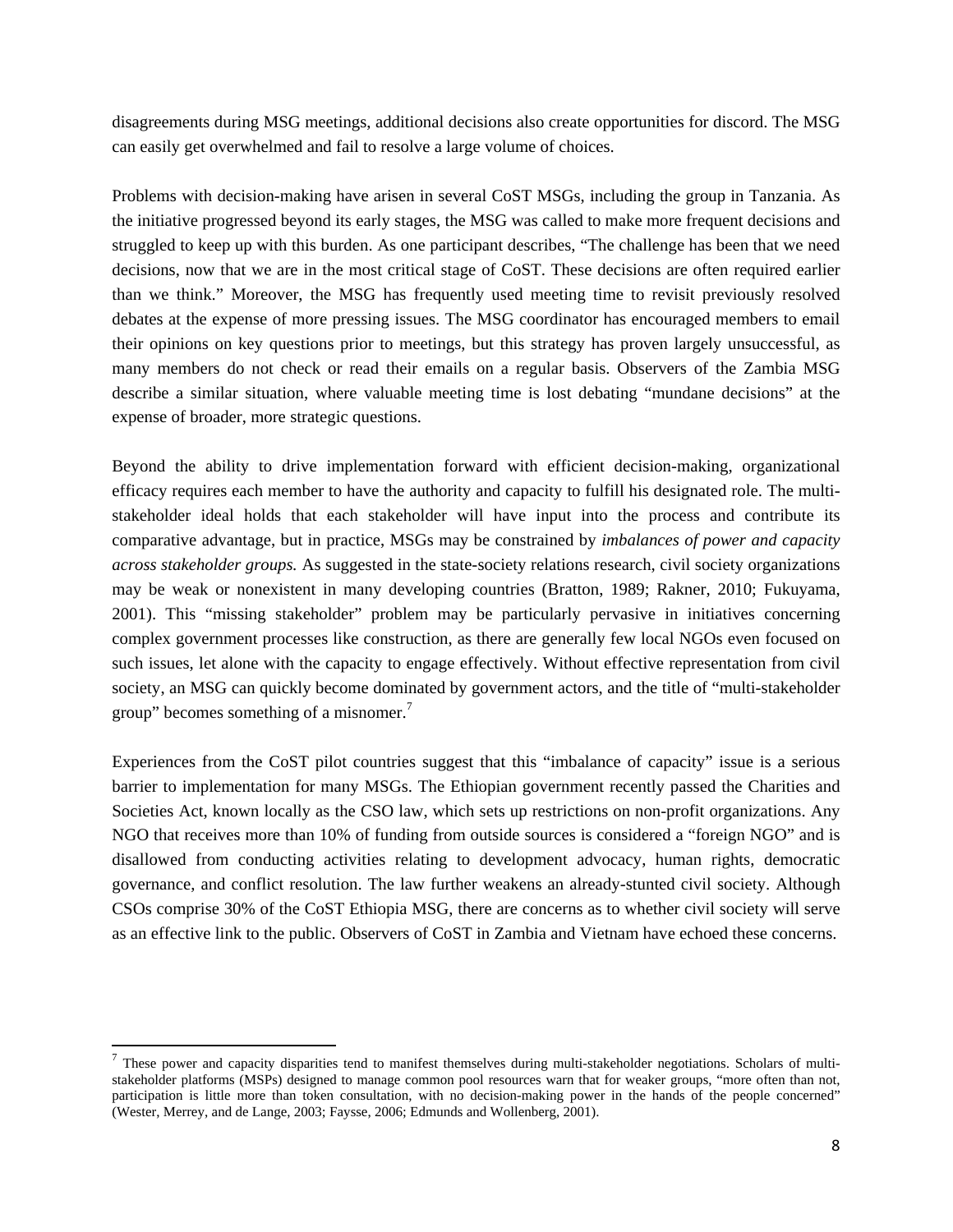disagreements during MSG meetings, additional decisions also create opportunities for discord. The MSG can easily get overwhelmed and fail to resolve a large volume of choices.

Problems with decision-making have arisen in several CoST MSGs, including the group in Tanzania. As the initiative progressed beyond its early stages, the MSG was called to make more frequent decisions and struggled to keep up with this burden. As one participant describes, "The challenge has been that we need decisions, now that we are in the most critical stage of CoST. These decisions are often required earlier than we think." Moreover, the MSG has frequently used meeting time to revisit previously resolved debates at the expense of more pressing issues. The MSG coordinator has encouraged members to email their opinions on key questions prior to meetings, but this strategy has proven largely unsuccessful, as many members do not check or read their emails on a regular basis. Observers of the Zambia MSG describe a similar situation, where valuable meeting time is lost debating "mundane decisions" at the expense of broader, more strategic questions.

Beyond the ability to drive implementation forward with efficient decision-making, organizational efficacy requires each member to have the authority and capacity to fulfill his designated role. The multi-stakeholder ideal holds that each stakeholder will have input into the process and contribute its comparative advantage, but in practice, MSGs may be constrained by *imbalances of power and capacity across stakeholder groups.* As suggested in the state-society relations research, civil society organizations may be weak or nonexistent in many developing countries (Bratton, 1989; Rakner, 2010; Fukuyama, 2001). This "missing stakeholder" problem may be particularly pervasive in initiatives concerning complex government processes like construction, as there are generally few local NGOs even focused on such issues, let alone with the capacity to engage effectively. Without effective representation from civil society, an MSG can quickly become dominated by government actors, and the title of "multi-stakeholder group" becomes something of a misnomer.[7]

Experiences from the CoST pilot countries suggest that this "imbalance of capacity" issue is a serious barrier to implementation for many MSGs. The Ethiopian government recently passed the Charities and Societies Act, known locally as the CSO law, which sets up restrictions on non-profit organizations. Any NGO that receives more than 10% of funding from outside sources is considered a "foreign NGO" and is disallowed from conducting activities relating to development advocacy, human rights, democratic governance, and conflict resolution. The law further weakens an already-stunted civil society. Although CSOs comprise 30% of the CoST Ethiopia MSG, there are concerns as to whether civil society will serve as an effective link to the public. Observers of CoST in Zambia and Vietnam have echoed these concerns.

[7] These power and capacity disparities tend to manifest themselves during multi-stakeholder negotiations. Scholars of multi-stakeholder platforms (MSPs) designed to manage common pool resources warn that for weaker groups, "more often than not, participation is little more than token consultation, with no decision-making power in the hands of the people concerned" (Wester, Merrey, and de Lange, 2003; Faysse, 2006; Edmunds and Wollenberg, 2001).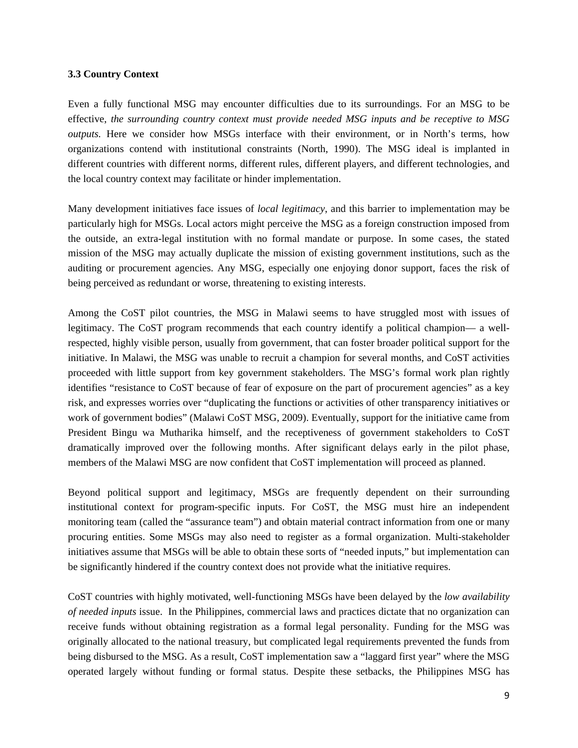### 3.3 Country Context

Even a fully functional MSG may encounter difficulties due to its surroundings. For an MSG to be effective, *the surrounding country context must provide needed MSG inputs and be receptive to MSG outputs.* Here we consider how MSGs interface with their environment, or in North's terms, how organizations contend with institutional constraints (North, 1990). The MSG ideal is implanted in different countries with different norms, different rules, different players, and different technologies, and the local country context may facilitate or hinder implementation.

Many development initiatives face issues of *local legitimacy*, and this barrier to implementation may be particularly high for MSGs. Local actors might perceive the MSG as a foreign construction imposed from the outside, an extra-legal institution with no formal mandate or purpose. In some cases, the stated mission of the MSG may actually duplicate the mission of existing government institutions, such as the auditing or procurement agencies. Any MSG, especially one enjoying donor support, faces the risk of being perceived as redundant or worse, threatening to existing interests.

Among the CoST pilot countries, the MSG in Malawi seems to have struggled most with issues of legitimacy. The CoST program recommends that each country identify a political champion— a well-respected, highly visible person, usually from government, that can foster broader political support for the initiative. In Malawi, the MSG was unable to recruit a champion for several months, and CoST activities proceeded with little support from key government stakeholders. The MSG's formal work plan rightly identifies "resistance to CoST because of fear of exposure on the part of procurement agencies" as a key risk, and expresses worries over "duplicating the functions or activities of other transparency initiatives or work of government bodies" (Malawi CoST MSG, 2009). Eventually, support for the initiative came from President Bingu wa Mutharika himself, and the receptiveness of government stakeholders to CoST dramatically improved over the following months. After significant delays early in the pilot phase, members of the Malawi MSG are now confident that CoST implementation will proceed as planned.

Beyond political support and legitimacy, MSGs are frequently dependent on their surrounding institutional context for program-specific inputs. For CoST, the MSG must hire an independent monitoring team (called the "assurance team") and obtain material contract information from one or many procuring entities. Some MSGs may also need to register as a formal organization. Multi-stakeholder initiatives assume that MSGs will be able to obtain these sorts of "needed inputs," but implementation can be significantly hindered if the country context does not provide what the initiative requires.

CoST countries with highly motivated, well-functioning MSGs have been delayed by the *low availability of needed inputs* issue. In the Philippines, commercial laws and practices dictate that no organization can receive funds without obtaining registration as a formal legal personality. Funding for the MSG was originally allocated to the national treasury, but complicated legal requirements prevented the funds from being disbursed to the MSG. As a result, CoST implementation saw a "laggard first year" where the MSG operated largely without funding or formal status. Despite these setbacks, the Philippines MSG has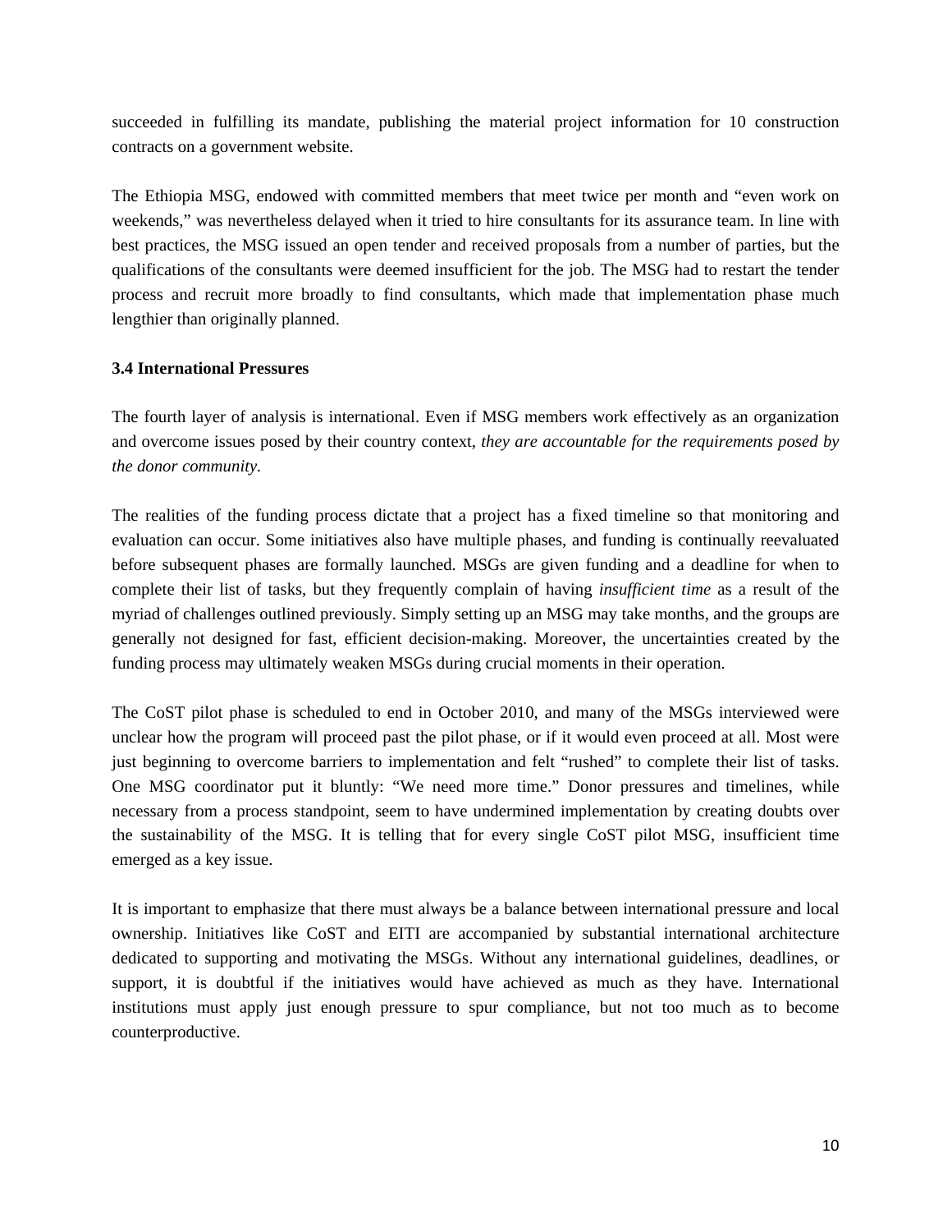succeeded in fulfilling its mandate, publishing the material project information for 10 construction contracts on a government website.

The Ethiopia MSG, endowed with committed members that meet twice per month and "even work on weekends," was nevertheless delayed when it tried to hire consultants for its assurance team. In line with best practices, the MSG issued an open tender and received proposals from a number of parties, but the qualifications of the consultants were deemed insufficient for the job. The MSG had to restart the tender process and recruit more broadly to find consultants, which made that implementation phase much lengthier than originally planned.

### 3.4 International Pressures

The fourth layer of analysis is international. Even if MSG members work effectively as an organization and overcome issues posed by their country context, *they are accountable for the requirements posed by the donor community.*

The realities of the funding process dictate that a project has a fixed timeline so that monitoring and evaluation can occur. Some initiatives also have multiple phases, and funding is continually reevaluated before subsequent phases are formally launched. MSGs are given funding and a deadline for when to complete their list of tasks, but they frequently complain of having *insufficient time* as a result of the myriad of challenges outlined previously. Simply setting up an MSG may take months, and the groups are generally not designed for fast, efficient decision-making. Moreover, the uncertainties created by the funding process may ultimately weaken MSGs during crucial moments in their operation.

The CoST pilot phase is scheduled to end in October 2010, and many of the MSGs interviewed were unclear how the program will proceed past the pilot phase, or if it would even proceed at all. Most were just beginning to overcome barriers to implementation and felt "rushed" to complete their list of tasks. One MSG coordinator put it bluntly: "We need more time." Donor pressures and timelines, while necessary from a process standpoint, seem to have undermined implementation by creating doubts over the sustainability of the MSG. It is telling that for every single CoST pilot MSG, insufficient time emerged as a key issue.

It is important to emphasize that there must always be a balance between international pressure and local ownership. Initiatives like CoST and EITI are accompanied by substantial international architecture dedicated to supporting and motivating the MSGs. Without any international guidelines, deadlines, or support, it is doubtful if the initiatives would have achieved as much as they have. International institutions must apply just enough pressure to spur compliance, but not too much as to become counterproductive.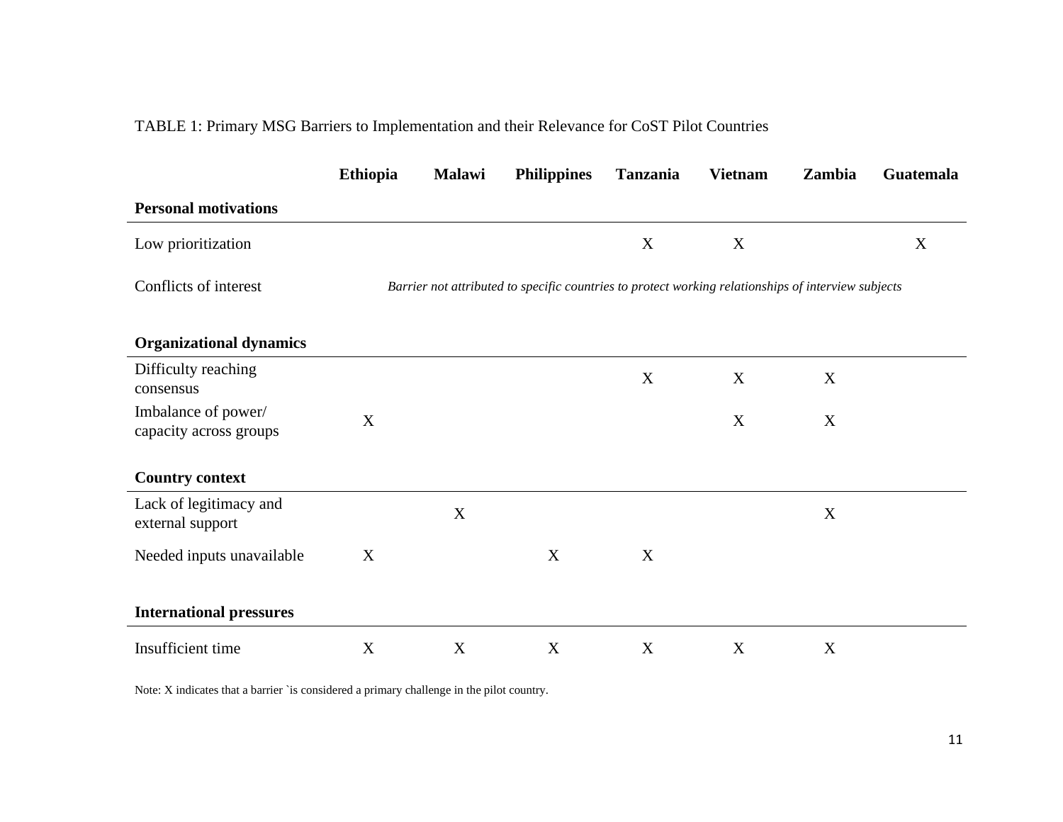TABLE 1: Primary MSG Barriers to Implementation and their Relevance for CoST Pilot Countries

| | Ethiopia | Malawi | Philippines | Tanzania | Vietnam | Zambia | Guatemala |
|---|---|---|---|---|---|---|---|
| **Personal motivations** | | | | | | | |
| Low prioritization | | | | X | X | | X |
| Conflicts of interest | *Barrier not attributed to specific countries to protect working relationships of interview subjects* | | | | | | |
| **Organizational dynamics** | | | | | | | |
| Difficulty reaching consensus | | | | X | X | X | |
| Imbalance of power/ capacity across groups | X | | | | X | X | |
| **Country context** | | | | | | | |
| Lack of legitimacy and external support | | X | | | | X | |
| Needed inputs unavailable | X | | X | X | | | |
| **International pressures** | | | | | | | |
| Insufficient time | X | X | X | X | X | X | |

Note: X indicates that a barrier `is considered a primary challenge in the pilot country.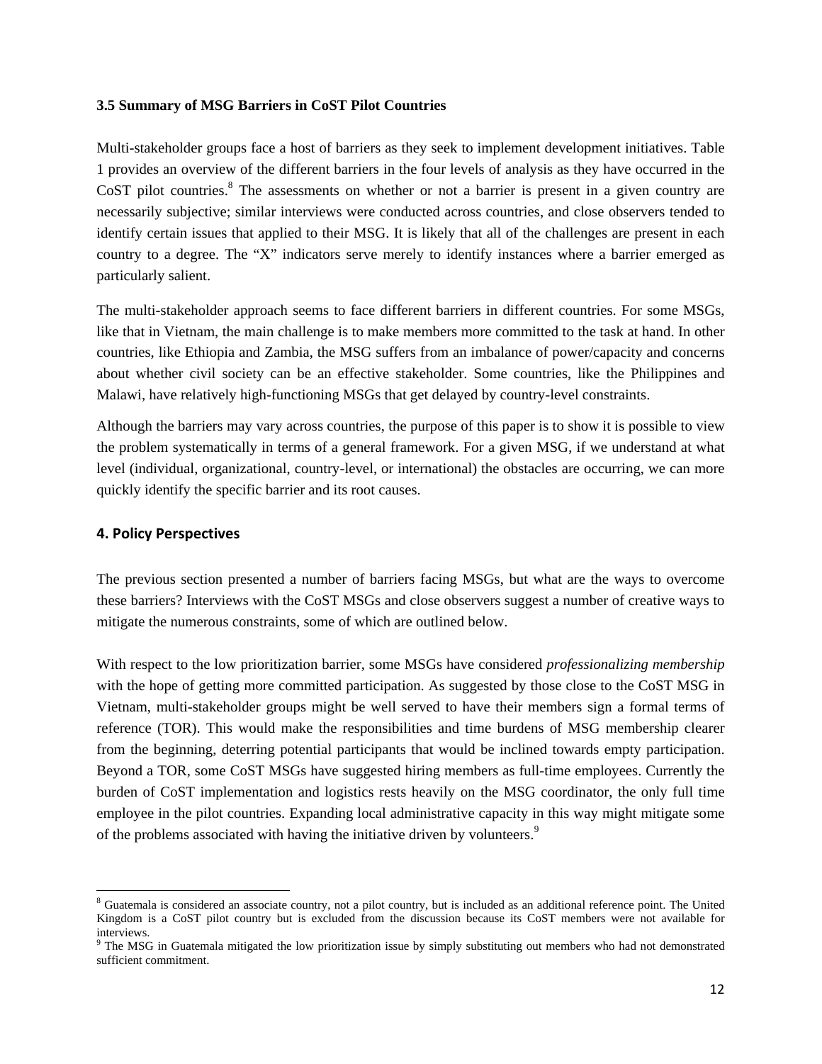### 3.5 Summary of MSG Barriers in CoST Pilot Countries

Multi-stakeholder groups face a host of barriers as they seek to implement development initiatives. Table 1 provides an overview of the different barriers in the four levels of analysis as they have occurred in the CoST pilot countries.[8] The assessments on whether or not a barrier is present in a given country are necessarily subjective; similar interviews were conducted across countries, and close observers tended to identify certain issues that applied to their MSG. It is likely that all of the challenges are present in each country to a degree. The "X" indicators serve merely to identify instances where a barrier emerged as particularly salient.

The multi-stakeholder approach seems to face different barriers in different countries. For some MSGs, like that in Vietnam, the main challenge is to make members more committed to the task at hand. In other countries, like Ethiopia and Zambia, the MSG suffers from an imbalance of power/capacity and concerns about whether civil society can be an effective stakeholder. Some countries, like the Philippines and Malawi, have relatively high-functioning MSGs that get delayed by country-level constraints.

Although the barriers may vary across countries, the purpose of this paper is to show it is possible to view the problem systematically in terms of a general framework. For a given MSG, if we understand at what level (individual, organizational, country-level, or international) the obstacles are occurring, we can more quickly identify the specific barrier and its root causes.

## 4. Policy Perspectives

The previous section presented a number of barriers facing MSGs, but what are the ways to overcome these barriers? Interviews with the CoST MSGs and close observers suggest a number of creative ways to mitigate the numerous constraints, some of which are outlined below.

With respect to the low prioritization barrier, some MSGs have considered *professionalizing membership* with the hope of getting more committed participation. As suggested by those close to the CoST MSG in Vietnam, multi-stakeholder groups might be well served to have their members sign a formal terms of reference (TOR). This would make the responsibilities and time burdens of MSG membership clearer from the beginning, deterring potential participants that would be inclined towards empty participation. Beyond a TOR, some CoST MSGs have suggested hiring members as full-time employees. Currently the burden of CoST implementation and logistics rests heavily on the MSG coordinator, the only full time employee in the pilot countries. Expanding local administrative capacity in this way might mitigate some of the problems associated with having the initiative driven by volunteers.[9]

---

[8] Guatemala is considered an associate country, not a pilot country, but is included as an additional reference point. The United Kingdom is a CoST pilot country but is excluded from the discussion because its CoST members were not available for interviews.

[9] The MSG in Guatemala mitigated the low prioritization issue by simply substituting out members who had not demonstrated sufficient commitment.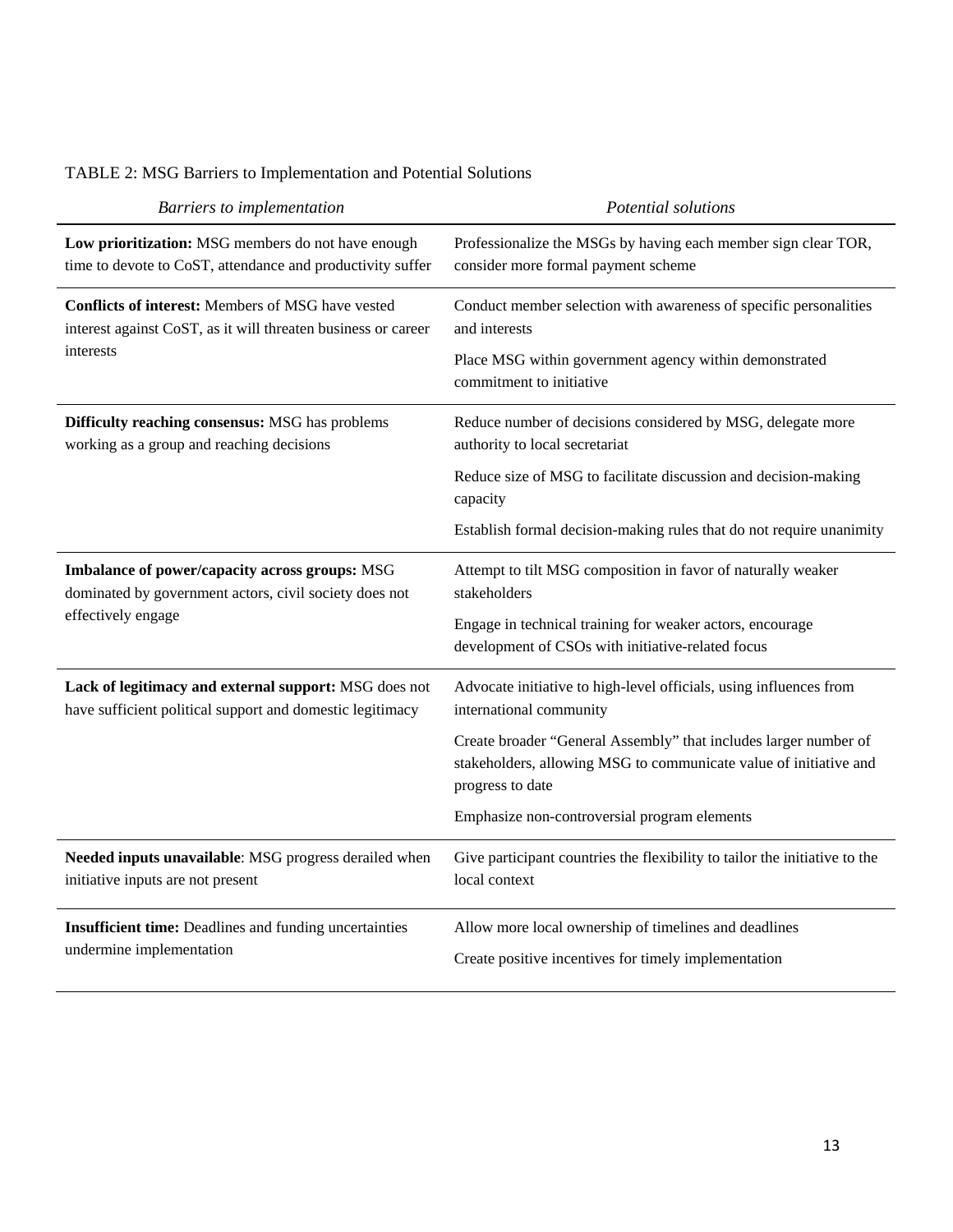TABLE 2: MSG Barriers to Implementation and Potential Solutions

| *Barriers to implementation* | *Potential solutions* |
|---|---|
| **Low prioritization:** MSG members do not have enough time to devote to CoST, attendance and productivity suffer | Professionalize the MSGs by having each member sign clear TOR, consider more formal payment scheme |
| **Conflicts of interest:** Members of MSG have vested interest against CoST, as it will threaten business or career interests | Conduct member selection with awareness of specific personalities and interests |
| | Place MSG within government agency within demonstrated commitment to initiative |
| **Difficulty reaching consensus:** MSG has problems working as a group and reaching decisions | Reduce number of decisions considered by MSG, delegate more authority to local secretariat |
| | Reduce size of MSG to facilitate discussion and decision-making capacity |
| | Establish formal decision-making rules that do not require unanimity |
| **Imbalance of power/capacity across groups:** MSG dominated by government actors, civil society does not effectively engage | Attempt to tilt MSG composition in favor of naturally weaker stakeholders |
| | Engage in technical training for weaker actors, encourage development of CSOs with initiative-related focus |
| **Lack of legitimacy and external support:** MSG does not have sufficient political support and domestic legitimacy | Advocate initiative to high-level officials, using influences from international community |
| | Create broader "General Assembly" that includes larger number of stakeholders, allowing MSG to communicate value of initiative and progress to date |
| | Emphasize non-controversial program elements |
| **Needed inputs unavailable**: MSG progress derailed when initiative inputs are not present | Give participant countries the flexibility to tailor the initiative to the local context |
| **Insufficient time:** Deadlines and funding uncertainties undermine implementation | Allow more local ownership of timelines and deadlines |
| | Create positive incentives for timely implementation |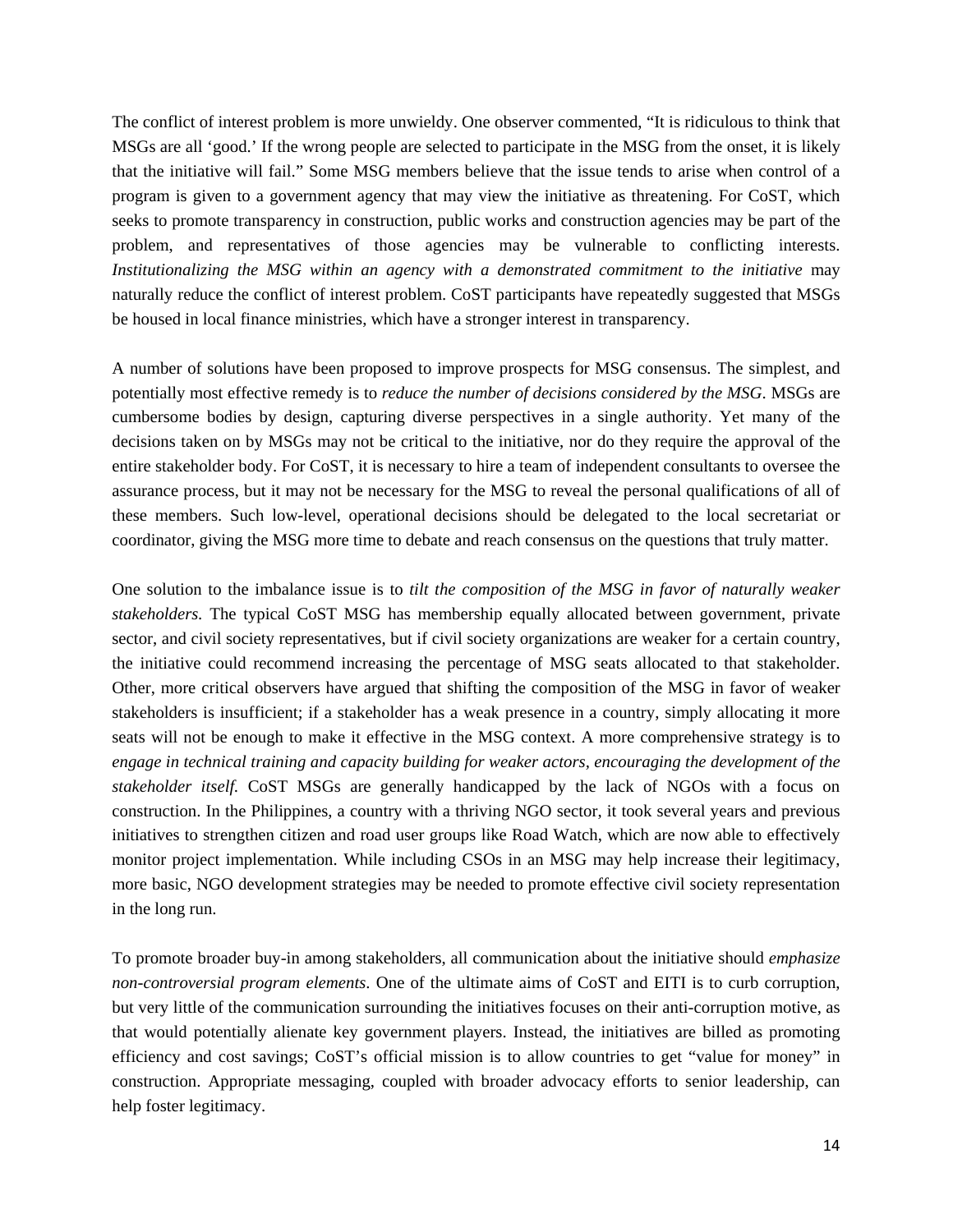The conflict of interest problem is more unwieldy. One observer commented, "It is ridiculous to think that MSGs are all 'good.' If the wrong people are selected to participate in the MSG from the onset, it is likely that the initiative will fail." Some MSG members believe that the issue tends to arise when control of a program is given to a government agency that may view the initiative as threatening. For CoST, which seeks to promote transparency in construction, public works and construction agencies may be part of the problem, and representatives of those agencies may be vulnerable to conflicting interests. *Institutionalizing the MSG within an agency with a demonstrated commitment to the initiative* may naturally reduce the conflict of interest problem. CoST participants have repeatedly suggested that MSGs be housed in local finance ministries, which have a stronger interest in transparency.

A number of solutions have been proposed to improve prospects for MSG consensus. The simplest, and potentially most effective remedy is to *reduce the number of decisions considered by the MSG*. MSGs are cumbersome bodies by design, capturing diverse perspectives in a single authority. Yet many of the decisions taken on by MSGs may not be critical to the initiative, nor do they require the approval of the entire stakeholder body. For CoST, it is necessary to hire a team of independent consultants to oversee the assurance process, but it may not be necessary for the MSG to reveal the personal qualifications of all of these members. Such low-level, operational decisions should be delegated to the local secretariat or coordinator, giving the MSG more time to debate and reach consensus on the questions that truly matter.

One solution to the imbalance issue is to *tilt the composition of the MSG in favor of naturally weaker stakeholders.* The typical CoST MSG has membership equally allocated between government, private sector, and civil society representatives, but if civil society organizations are weaker for a certain country, the initiative could recommend increasing the percentage of MSG seats allocated to that stakeholder. Other, more critical observers have argued that shifting the composition of the MSG in favor of weaker stakeholders is insufficient; if a stakeholder has a weak presence in a country, simply allocating it more seats will not be enough to make it effective in the MSG context. A more comprehensive strategy is to *engage in technical training and capacity building for weaker actors, encouraging the development of the stakeholder itself.* CoST MSGs are generally handicapped by the lack of NGOs with a focus on construction. In the Philippines, a country with a thriving NGO sector, it took several years and previous initiatives to strengthen citizen and road user groups like Road Watch, which are now able to effectively monitor project implementation. While including CSOs in an MSG may help increase their legitimacy, more basic, NGO development strategies may be needed to promote effective civil society representation in the long run.

To promote broader buy-in among stakeholders, all communication about the initiative should *emphasize non-controversial program elements*. One of the ultimate aims of CoST and EITI is to curb corruption, but very little of the communication surrounding the initiatives focuses on their anti-corruption motive, as that would potentially alienate key government players. Instead, the initiatives are billed as promoting efficiency and cost savings; CoST's official mission is to allow countries to get "value for money" in construction. Appropriate messaging, coupled with broader advocacy efforts to senior leadership, can help foster legitimacy.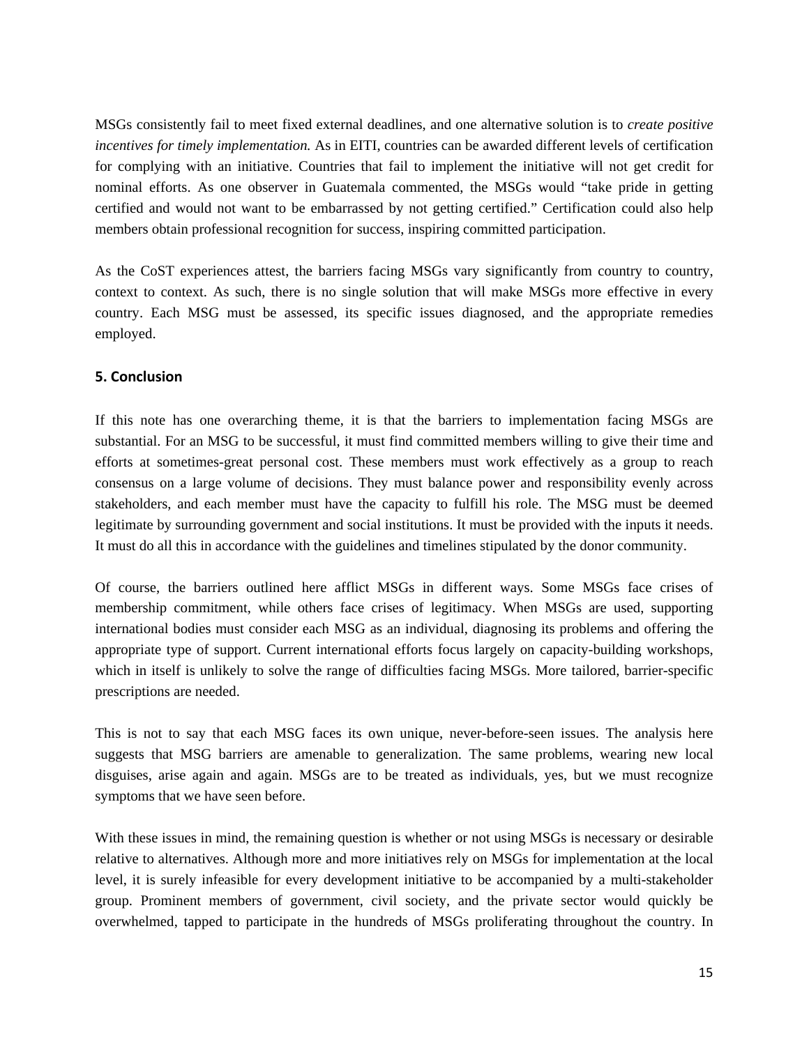MSGs consistently fail to meet fixed external deadlines, and one alternative solution is to *create positive incentives for timely implementation.* As in EITI, countries can be awarded different levels of certification for complying with an initiative. Countries that fail to implement the initiative will not get credit for nominal efforts. As one observer in Guatemala commented, the MSGs would "take pride in getting certified and would not want to be embarrassed by not getting certified." Certification could also help members obtain professional recognition for success, inspiring committed participation.

As the CoST experiences attest, the barriers facing MSGs vary significantly from country to country, context to context. As such, there is no single solution that will make MSGs more effective in every country. Each MSG must be assessed, its specific issues diagnosed, and the appropriate remedies employed.

## 5. Conclusion

If this note has one overarching theme, it is that the barriers to implementation facing MSGs are substantial. For an MSG to be successful, it must find committed members willing to give their time and efforts at sometimes-great personal cost. These members must work effectively as a group to reach consensus on a large volume of decisions. They must balance power and responsibility evenly across stakeholders, and each member must have the capacity to fulfill his role. The MSG must be deemed legitimate by surrounding government and social institutions. It must be provided with the inputs it needs. It must do all this in accordance with the guidelines and timelines stipulated by the donor community.

Of course, the barriers outlined here afflict MSGs in different ways. Some MSGs face crises of membership commitment, while others face crises of legitimacy. When MSGs are used, supporting international bodies must consider each MSG as an individual, diagnosing its problems and offering the appropriate type of support. Current international efforts focus largely on capacity-building workshops, which in itself is unlikely to solve the range of difficulties facing MSGs. More tailored, barrier-specific prescriptions are needed.

This is not to say that each MSG faces its own unique, never-before-seen issues. The analysis here suggests that MSG barriers are amenable to generalization. The same problems, wearing new local disguises, arise again and again. MSGs are to be treated as individuals, yes, but we must recognize symptoms that we have seen before.

With these issues in mind, the remaining question is whether or not using MSGs is necessary or desirable relative to alternatives. Although more and more initiatives rely on MSGs for implementation at the local level, it is surely infeasible for every development initiative to be accompanied by a multi-stakeholder group. Prominent members of government, civil society, and the private sector would quickly be overwhelmed, tapped to participate in the hundreds of MSGs proliferating throughout the country. In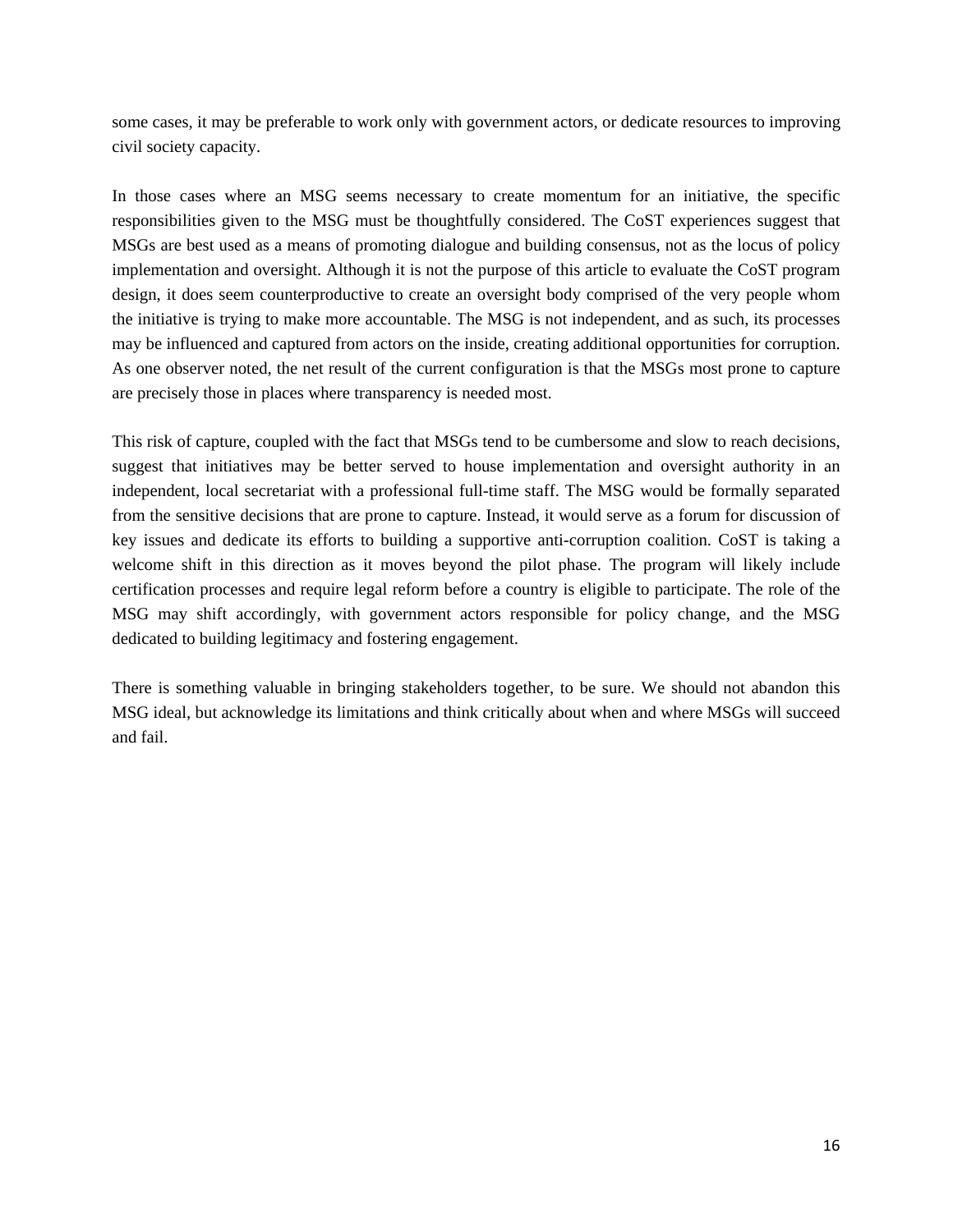some cases, it may be preferable to work only with government actors, or dedicate resources to improving civil society capacity.

In those cases where an MSG seems necessary to create momentum for an initiative, the specific responsibilities given to the MSG must be thoughtfully considered. The CoST experiences suggest that MSGs are best used as a means of promoting dialogue and building consensus, not as the locus of policy implementation and oversight. Although it is not the purpose of this article to evaluate the CoST program design, it does seem counterproductive to create an oversight body comprised of the very people whom the initiative is trying to make more accountable. The MSG is not independent, and as such, its processes may be influenced and captured from actors on the inside, creating additional opportunities for corruption. As one observer noted, the net result of the current configuration is that the MSGs most prone to capture are precisely those in places where transparency is needed most.

This risk of capture, coupled with the fact that MSGs tend to be cumbersome and slow to reach decisions, suggest that initiatives may be better served to house implementation and oversight authority in an independent, local secretariat with a professional full-time staff. The MSG would be formally separated from the sensitive decisions that are prone to capture. Instead, it would serve as a forum for discussion of key issues and dedicate its efforts to building a supportive anti-corruption coalition. CoST is taking a welcome shift in this direction as it moves beyond the pilot phase. The program will likely include certification processes and require legal reform before a country is eligible to participate. The role of the MSG may shift accordingly, with government actors responsible for policy change, and the MSG dedicated to building legitimacy and fostering engagement.

There is something valuable in bringing stakeholders together, to be sure. We should not abandon this MSG ideal, but acknowledge its limitations and think critically about when and where MSGs will succeed and fail.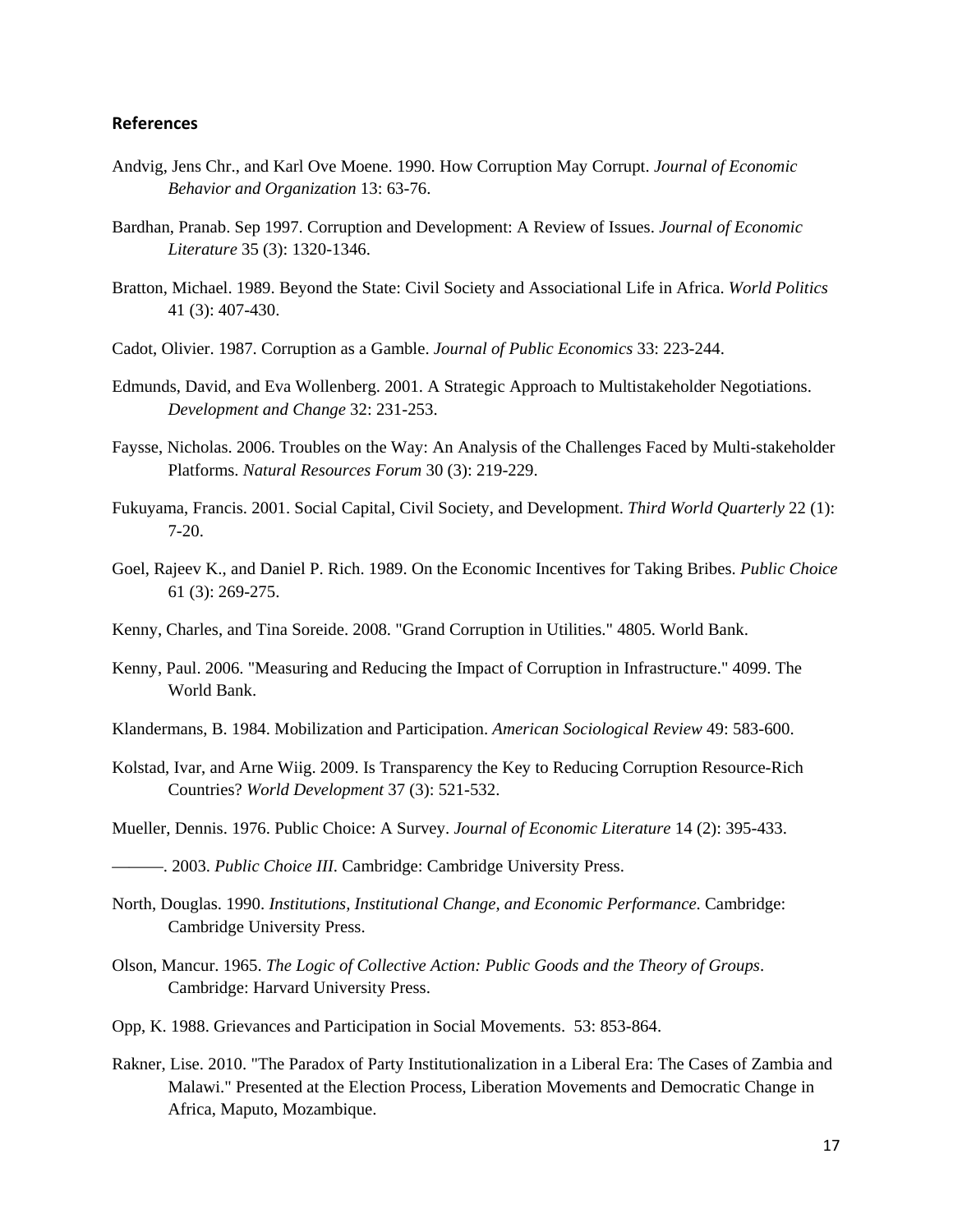### References

Andvig, Jens Chr., and Karl Ove Moene. 1990. How Corruption May Corrupt. *Journal of Economic Behavior and Organization* 13: 63-76.

Bardhan, Pranab. Sep 1997. Corruption and Development: A Review of Issues. *Journal of Economic Literature* 35 (3): 1320-1346.

Bratton, Michael. 1989. Beyond the State: Civil Society and Associational Life in Africa. *World Politics* 41 (3): 407-430.

Cadot, Olivier. 1987. Corruption as a Gamble. *Journal of Public Economics* 33: 223-244.

Edmunds, David, and Eva Wollenberg. 2001. A Strategic Approach to Multistakeholder Negotiations. *Development and Change* 32: 231-253.

Faysse, Nicholas. 2006. Troubles on the Way: An Analysis of the Challenges Faced by Multi-stakeholder Platforms. *Natural Resources Forum* 30 (3): 219-229.

Fukuyama, Francis. 2001. Social Capital, Civil Society, and Development. *Third World Quarterly* 22 (1): 7-20.

Goel, Rajeev K., and Daniel P. Rich. 1989. On the Economic Incentives for Taking Bribes. *Public Choice* 61 (3): 269-275.

Kenny, Charles, and Tina Soreide. 2008. "Grand Corruption in Utilities." 4805. World Bank.

Kenny, Paul. 2006. "Measuring and Reducing the Impact of Corruption in Infrastructure." 4099. The World Bank.

Klandermans, B. 1984. Mobilization and Participation. *American Sociological Review* 49: 583-600.

Kolstad, Ivar, and Arne Wiig. 2009. Is Transparency the Key to Reducing Corruption Resource-Rich Countries? *World Development* 37 (3): 521-532.

Mueller, Dennis. 1976. Public Choice: A Survey. *Journal of Economic Literature* 14 (2): 395-433.

———. 2003. *Public Choice III*. Cambridge: Cambridge University Press.

North, Douglas. 1990. *Institutions, Institutional Change, and Economic Performance*. Cambridge: Cambridge University Press.

Olson, Mancur. 1965. *The Logic of Collective Action: Public Goods and the Theory of Groups*. Cambridge: Harvard University Press.

Opp, K. 1988. Grievances and Participation in Social Movements. 53: 853-864.

Rakner, Lise. 2010. "The Paradox of Party Institutionalization in a Liberal Era: The Cases of Zambia and Malawi." Presented at the Election Process, Liberation Movements and Democratic Change in Africa, Maputo, Mozambique.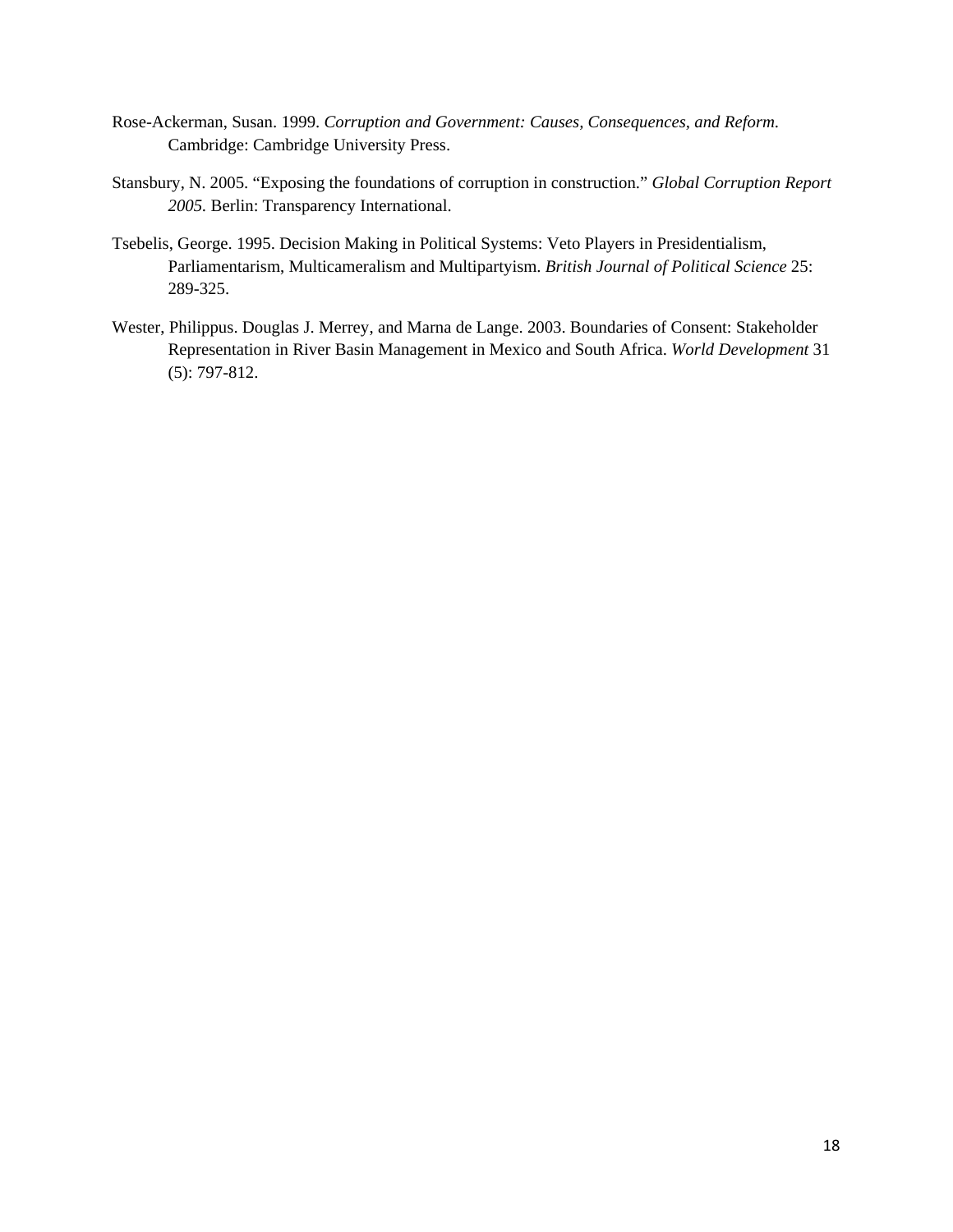Rose-Ackerman, Susan. 1999. *Corruption and Government: Causes, Consequences, and Reform.* Cambridge: Cambridge University Press.

Stansbury, N. 2005. “Exposing the foundations of corruption in construction.” *Global Corruption Report 2005.* Berlin: Transparency International.

Tsebelis, George. 1995. Decision Making in Political Systems: Veto Players in Presidentialism, Parliamentarism, Multicameralism and Multipartyism. *British Journal of Political Science* 25: 289-325.

Wester, Philippus. Douglas J. Merrey, and Marna de Lange. 2003. Boundaries of Consent: Stakeholder Representation in River Basin Management in Mexico and South Africa. *World Development* 31 (5): 797-812.